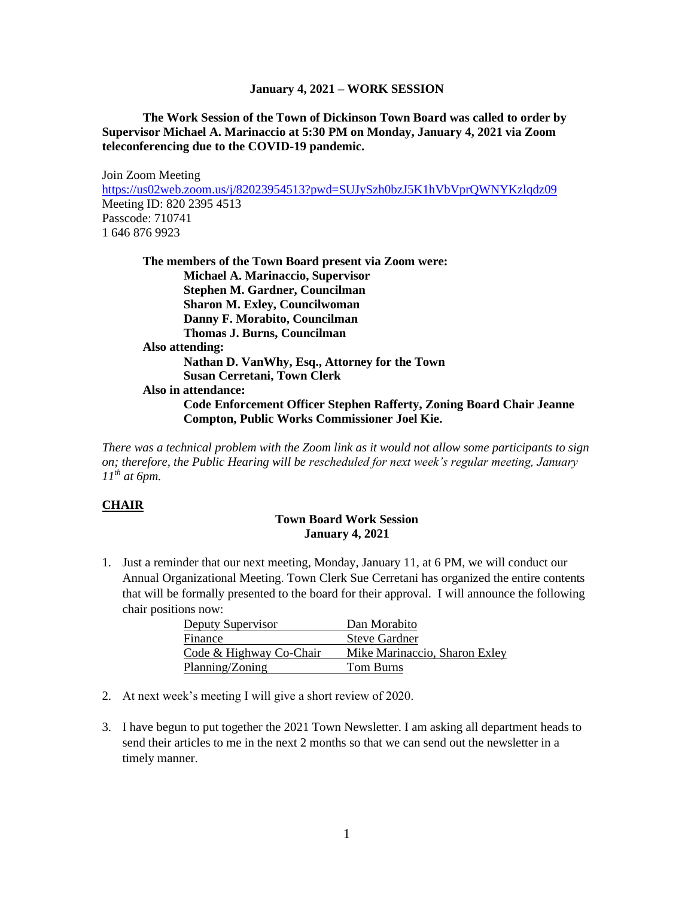**January 4, 2021 – WORK SESSION**

**The Work Session of the Town of Dickinson Town Board was called to order by Supervisor Michael A. Marinaccio at 5:30 PM on Monday, January 4, 2021 via Zoom teleconferencing due to the COVID-19 pandemic.**

Join Zoom Meeting
https://us02web.zoom.us/j/82023954513?pwd=SUJySzh0bzJ5K1hVbVprQWNYKzlqdz09
Meeting ID: 820 2395 4513
Passcode: 710741
1 646 876 9923

**The members of the Town Board present via Zoom were:**
**Michael A. Marinaccio, Supervisor**
**Stephen M. Gardner, Councilman**
**Sharon M. Exley, Councilwoman**
**Danny F. Morabito, Councilman**
**Thomas J. Burns, Councilman**

**Also attending:**
**Nathan D. VanWhy, Esq., Attorney for the Town**
**Susan Cerretani, Town Clerk**

**Also in attendance:**
**Code Enforcement Officer Stephen Rafferty, Zoning Board Chair Jeanne Compton, Public Works Commissioner Joel Kie.**

*There was a technical problem with the Zoom link as it would not allow some participants to sign on; therefore, the Public Hearing will be rescheduled for next week's regular meeting, January 11th at 6pm.*

## CHAIR

**Town Board Work Session**
**January 4, 2021**

1. Just a reminder that our next meeting, Monday, January 11, at 6 PM, we will conduct our Annual Organizational Meeting. Town Clerk Sue Cerretani has organized the entire contents that will be formally presented to the board for their approval. I will announce the following chair positions now:

| | |
|---|---|
| Deputy Supervisor | Dan Morabito |
| Finance | Steve Gardner |
| Code & Highway Co-Chair | Mike Marinaccio, Sharon Exley |
| Planning/Zoning | Tom Burns |

2. At next week's meeting I will give a short review of 2020.

3. I have begun to put together the 2021 Town Newsletter. I am asking all department heads to send their articles to me in the next 2 months so that we can send out the newsletter in a timely manner.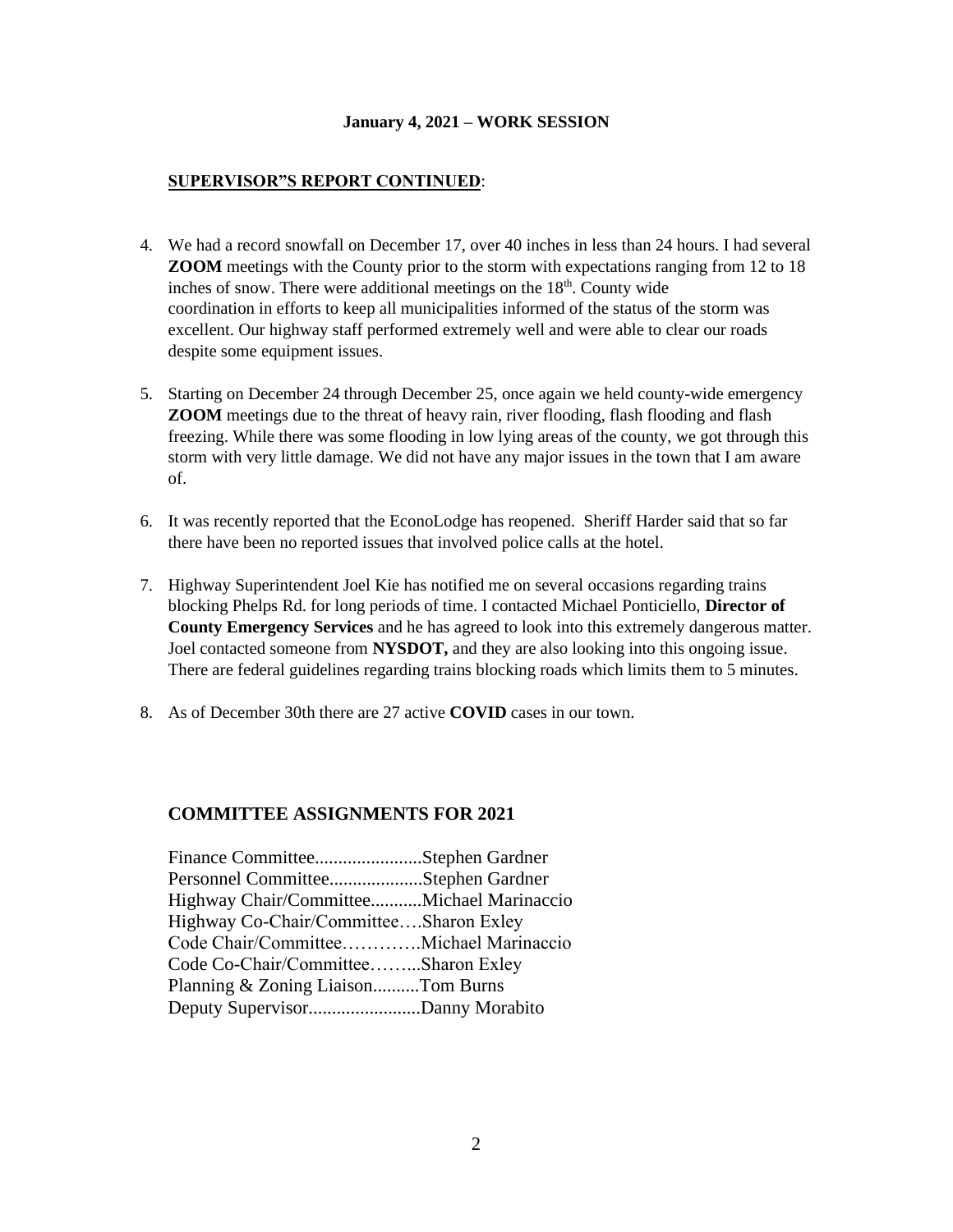**January 4, 2021 – WORK SESSION**

**SUPERVISOR"S REPORT CONTINUED**:

4. We had a record snowfall on December 17, over 40 inches in less than 24 hours. I had several **ZOOM** meetings with the County prior to the storm with expectations ranging from 12 to 18 inches of snow. There were additional meetings on the 18th. County wide coordination in efforts to keep all municipalities informed of the status of the storm was excellent. Our highway staff performed extremely well and were able to clear our roads despite some equipment issues.

5. Starting on December 24 through December 25, once again we held county-wide emergency **ZOOM** meetings due to the threat of heavy rain, river flooding, flash flooding and flash freezing. While there was some flooding in low lying areas of the county, we got through this storm with very little damage. We did not have any major issues in the town that I am aware of.

6. It was recently reported that the EconoLodge has reopened. Sheriff Harder said that so far there have been no reported issues that involved police calls at the hotel.

7. Highway Superintendent Joel Kie has notified me on several occasions regarding trains blocking Phelps Rd. for long periods of time. I contacted Michael Ponticiello, **Director of County Emergency Services** and he has agreed to look into this extremely dangerous matter. Joel contacted someone from **NYSDOT,** and they are also looking into this ongoing issue. There are federal guidelines regarding trains blocking roads which limits them to 5 minutes.

8. As of December 30th there are 27 active **COVID** cases in our town.

## COMMITTEE ASSIGNMENTS FOR 2021

Finance Committee.......................Stephen Gardner
Personnel Committee....................Stephen Gardner
Highway Chair/Committee...........Michael Marinaccio
Highway Co-Chair/Committee….Sharon Exley
Code Chair/Committee………….Michael Marinaccio
Code Co-Chair/Committee……...Sharon Exley
Planning & Zoning Liaison..........Tom Burns
Deputy Supervisor........................Danny Morabito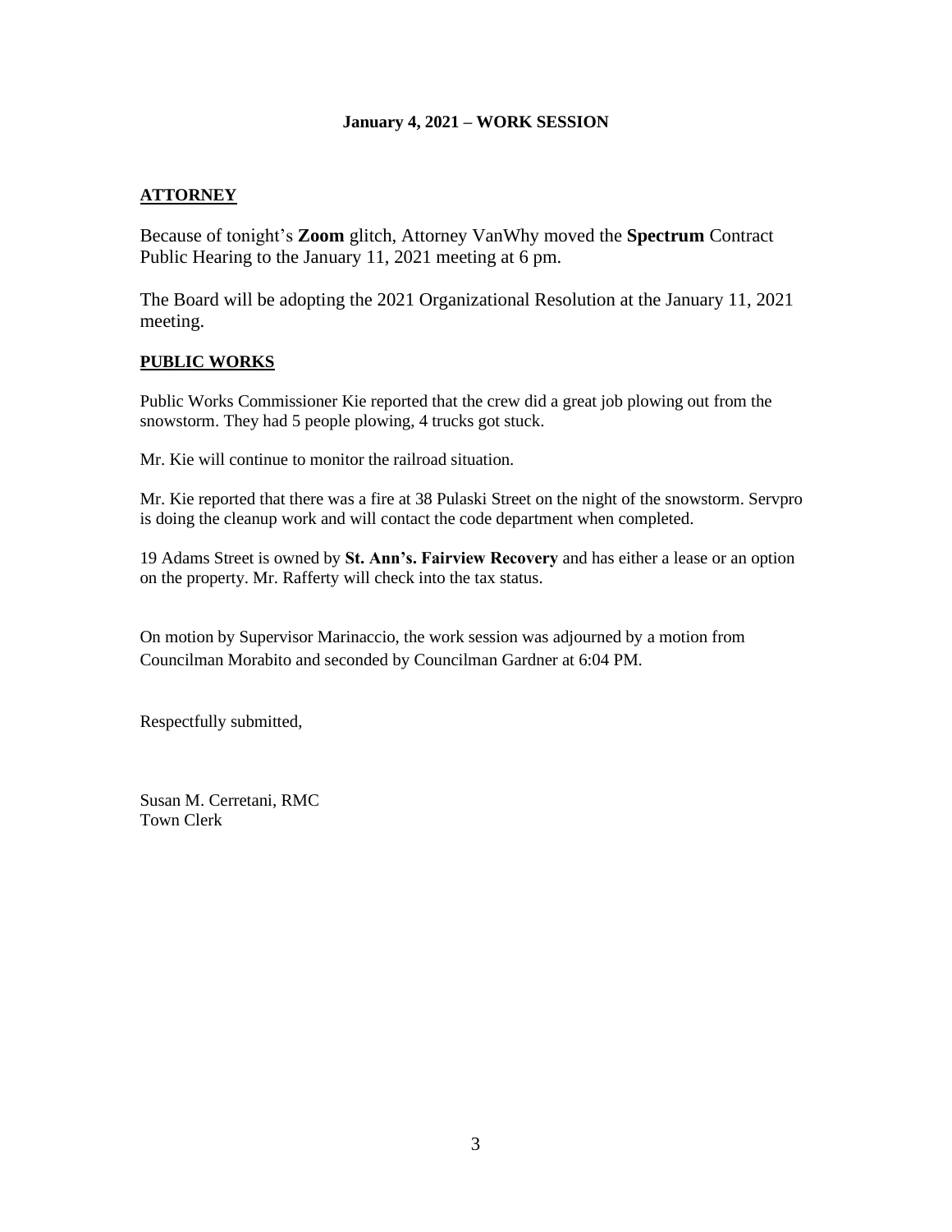**January 4, 2021 – WORK SESSION**

**ATTORNEY**

Because of tonight's **Zoom** glitch, Attorney VanWhy moved the **Spectrum** Contract Public Hearing to the January 11, 2021 meeting at 6 pm.

The Board will be adopting the 2021 Organizational Resolution at the January 11, 2021 meeting.

**PUBLIC WORKS**

Public Works Commissioner Kie reported that the crew did a great job plowing out from the snowstorm. They had 5 people plowing, 4 trucks got stuck.

Mr. Kie will continue to monitor the railroad situation.

Mr. Kie reported that there was a fire at 38 Pulaski Street on the night of the snowstorm. Servpro is doing the cleanup work and will contact the code department when completed.

19 Adams Street is owned by **St. Ann's. Fairview Recovery** and has either a lease or an option on the property. Mr. Rafferty will check into the tax status.

On motion by Supervisor Marinaccio, the work session was adjourned by a motion from Councilman Morabito and seconded by Councilman Gardner at 6:04 PM.

Respectfully submitted,

Susan M. Cerretani, RMC
Town Clerk